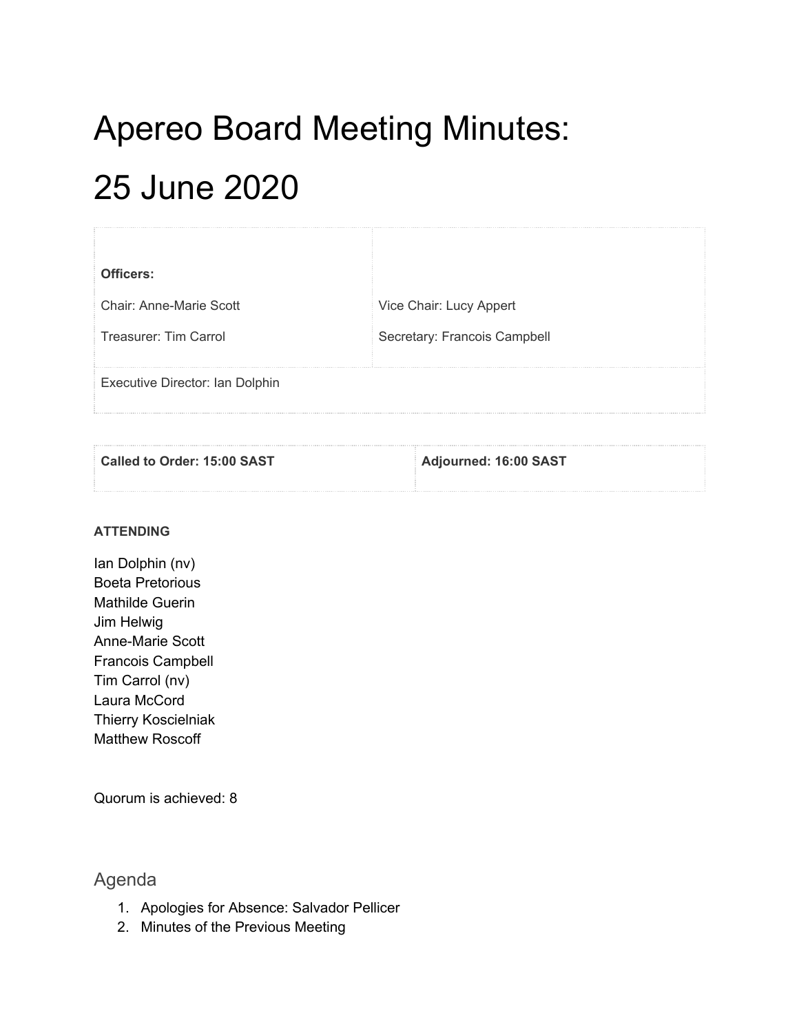# Apereo Board Meeting Minutes: 25 June 2020

| **Officers:** | |
|---|---|
| Chair: Anne-Marie Scott | Vice Chair: Lucy Appert |
| Treasurer: Tim Carrol | Secretary: Francois Campbell |
| Executive Director: Ian Dolphin | |

| **Called to Order: 15:00 SAST** | **Adjourned: 16:00 SAST** |
|---|---|

**ATTENDING**

Ian Dolphin (nv)
Boeta Pretorious
Mathilde Guerin
Jim Helwig
Anne-Marie Scott
Francois Campbell
Tim Carrol (nv)
Laura McCord
Thierry Koscielniak
Matthew Roscoff

Quorum is achieved: 8

## Agenda

1. Apologies for Absence: Salvador Pellicer
2. Minutes of the Previous Meeting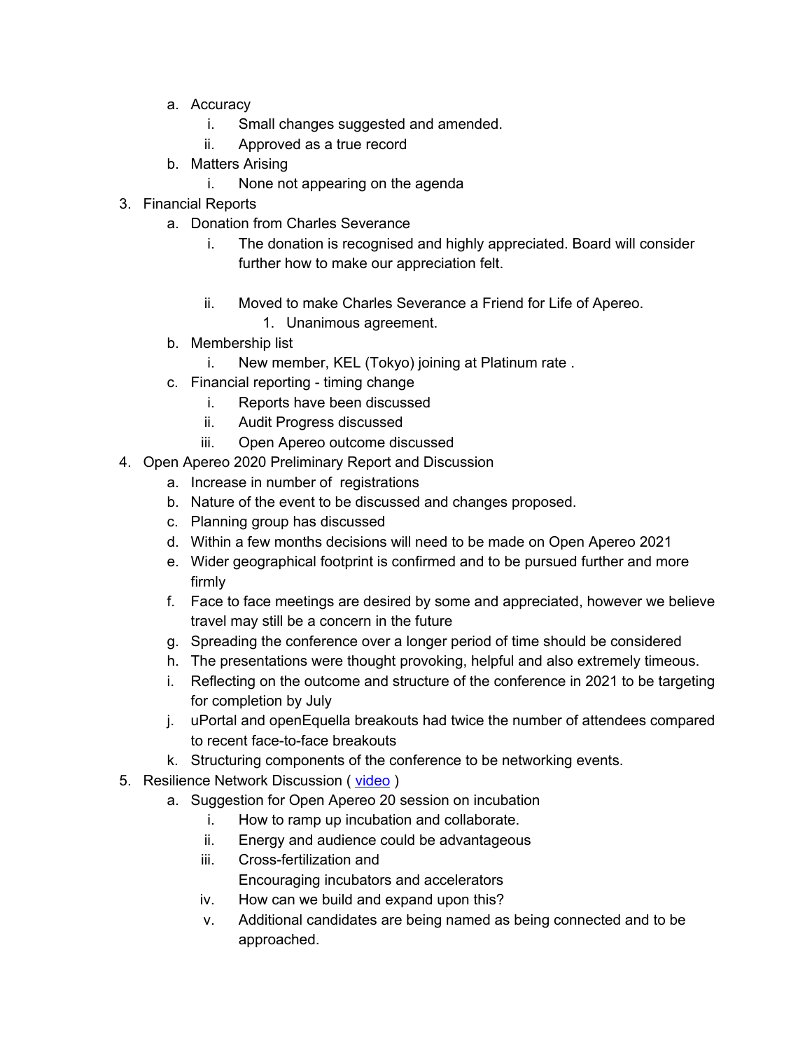a. Accuracy
      i. Small changes suggested and amended.
      ii. Approved as a true record
   b. Matters Arising
      i. None not appearing on the agenda
3. Financial Reports
   a. Donation from Charles Severance
      i. The donation is recognised and highly appreciated. Board will consider further how to make our appreciation felt.
      ii. Moved to make Charles Severance a Friend for Life of Apereo.
         1. Unanimous agreement.
   b. Membership list
      i. New member, KEL (Tokyo) joining at Platinum rate .
   c. Financial reporting - timing change
      i. Reports have been discussed
      ii. Audit Progress discussed
      iii. Open Apereo outcome discussed
4. Open Apereo 2020 Preliminary Report and Discussion
   a. Increase in number of registrations
   b. Nature of the event to be discussed and changes proposed.
   c. Planning group has discussed
   d. Within a few months decisions will need to be made on Open Apereo 2021
   e. Wider geographical footprint is confirmed and to be pursued further and more firmly
   f. Face to face meetings are desired by some and appreciated, however we believe travel may still be a concern in the future
   g. Spreading the conference over a longer period of time should be considered
   h. The presentations were thought provoking, helpful and also extremely timeous.
   i. Reflecting on the outcome and structure of the conference in 2021 to be targeting for completion by July
   j. uPortal and openEquella breakouts had twice the number of attendees compared to recent face-to-face breakouts
   k. Structuring components of the conference to be networking events.
5. Resilience Network Discussion ( [video](#) )
   a. Suggestion for Open Apereo 20 session on incubation
      i. How to ramp up incubation and collaborate.
      ii. Energy and audience could be advantageous
      iii. Cross-fertilization and
         Encouraging incubators and accelerators
      iv. How can we build and expand upon this?
      v. Additional candidates are being named as being connected and to be approached.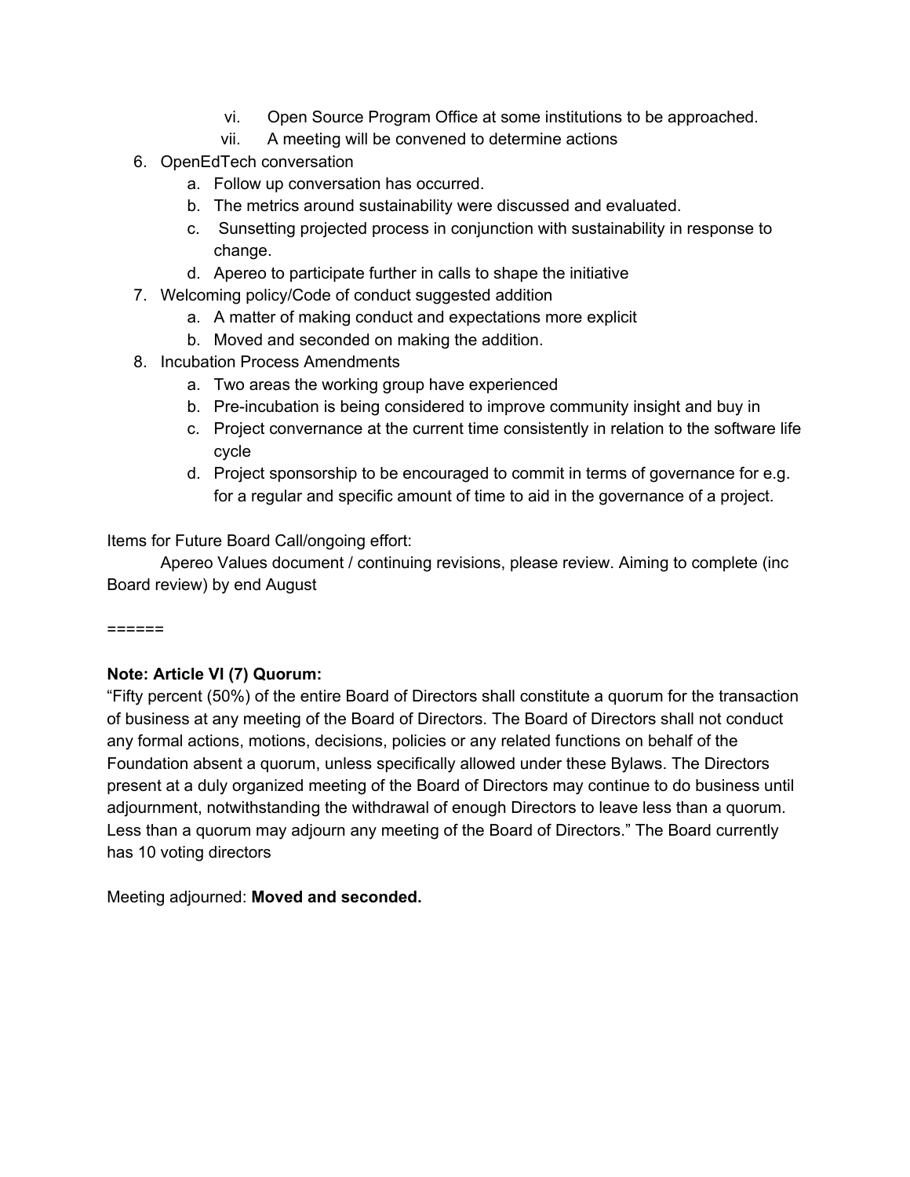vi. Open Source Program Office at some institutions to be approached.
    vii. A meeting will be convened to determine actions

6. OpenEdTech conversation
   a. Follow up conversation has occurred.
   b. The metrics around sustainability were discussed and evaluated.
   c. Sunsetting projected process in conjunction with sustainability in response to change.
   d. Apereo to participate further in calls to shape the initiative
7. Welcoming policy/Code of conduct suggested addition
   a. A matter of making conduct and expectations more explicit
   b. Moved and seconded on making the addition.
8. Incubation Process Amendments
   a. Two areas the working group have experienced
   b. Pre-incubation is being considered to improve community insight and buy in
   c. Project convernance at the current time consistently in relation to the software life cycle
   d. Project sponsorship to be encouraged to commit in terms of governance for e.g. for a regular and specific amount of time to aid in the governance of a project.

Items for Future Board Call/ongoing effort:

Apereo Values document / continuing revisions, please review. Aiming to complete (inc Board review) by end August

======

**Note: Article VI (7) Quorum:**

"Fifty percent (50%) of the entire Board of Directors shall constitute a quorum for the transaction of business at any meeting of the Board of Directors. The Board of Directors shall not conduct any formal actions, motions, decisions, policies or any related functions on behalf of the Foundation absent a quorum, unless specifically allowed under these Bylaws. The Directors present at a duly organized meeting of the Board of Directors may continue to do business until adjournment, notwithstanding the withdrawal of enough Directors to leave less than a quorum. Less than a quorum may adjourn any meeting of the Board of Directors." The Board currently has 10 voting directors

Meeting adjourned: **Moved and seconded.**